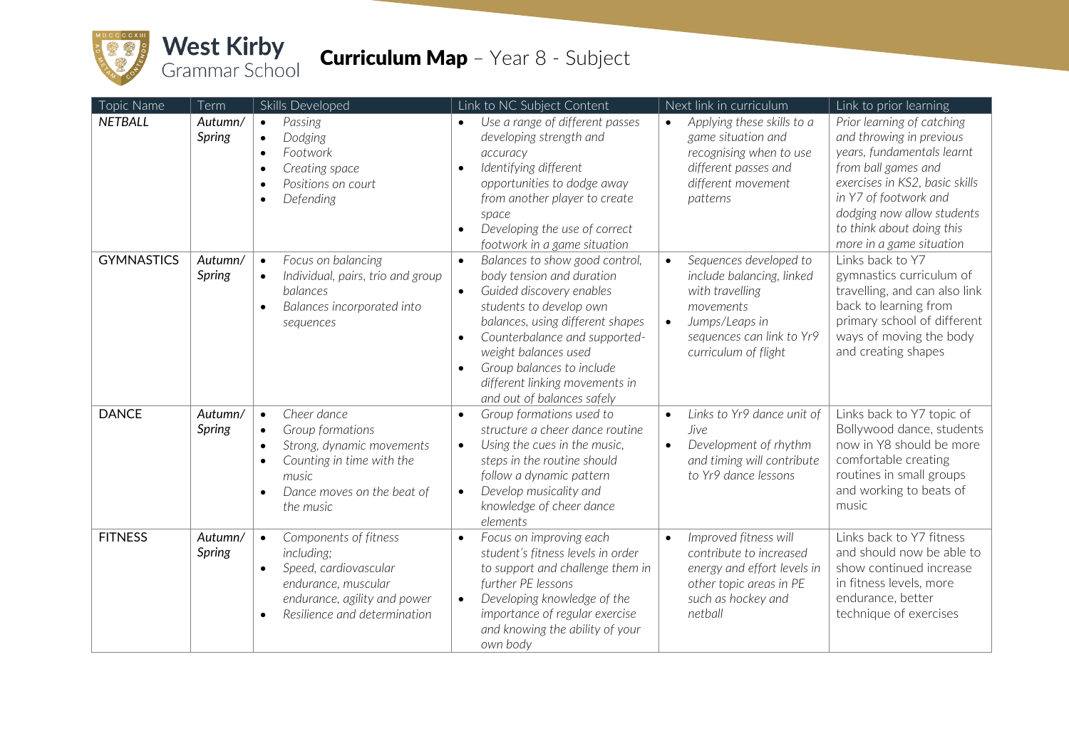# West Kirby Grammar School

## Curriculum Map – Year 8 - Subject

| Topic Name | Term | Skills Developed | Link to NC Subject Content | Next link in curriculum | Link to prior learning |
|---|---|---|---|---|---|
| *NETBALL* | *Autumn/ Spring* | • *Passing*<br>• *Dodging*<br>• *Footwork*<br>• *Creating space*<br>• *Positions on court*<br>• *Defending* | • *Use a range of different passes developing strength and accuracy*<br>• *Identifying different opportunities to dodge away from another player to create space*<br>• *Developing the use of correct footwork in a game situation* | • *Applying these skills to a game situation and recognising when to use different passes and different movement patterns* | *Prior learning of catching and throwing in previous years, fundamentals learnt from ball games and exercises in KS2, basic skills in Y7 of footwork and dodging now allow students to think about doing this more in a game situation* |
| GYMNASTICS | *Autumn/ Spring* | • *Focus on balancing*<br>• *Individual, pairs, trio and group balances*<br>• *Balances incorporated into sequences* | • *Balances to show good control, body tension and duration*<br>• *Guided discovery enables students to develop own balances, using different shapes*<br>• *Counterbalance and supported-weight balances used*<br>• *Group balances to include different linking movements in and out of balances safely* | • *Sequences developed to include balancing, linked with travelling movements*<br>• *Jumps/Leaps in sequences can link to Yr9 curriculum of flight* | Links back to Y7 gymnastics curriculum of travelling, and can also link back to learning from primary school of different ways of moving the body and creating shapes |
| DANCE | *Autumn/ Spring* | • *Cheer dance*<br>• *Group formations*<br>• *Strong, dynamic movements*<br>• *Counting in time with the music*<br>• *Dance moves on the beat of the music* | • *Group formations used to structure a cheer dance routine*<br>• *Using the cues in the music, steps in the routine should follow a dynamic pattern*<br>• *Develop musicality and knowledge of cheer dance elements* | • *Links to Yr9 dance unit of Jive*<br>• *Development of rhythm and timing will contribute to Yr9 dance lessons* | Links back to Y7 topic of Bollywood dance, students now in Y8 should be more comfortable creating routines in small groups and working to beats of music |
| FITNESS | *Autumn/ Spring* | • *Components of fitness including;*<br>• *Speed, cardiovascular endurance, muscular endurance, agility and power*<br>• *Resilience and determination* | • *Focus on improving each student's fitness levels in order to support and challenge them in further PE lessons*<br>• *Developing knowledge of the importance of regular exercise and knowing the ability of your own body* | • *Improved fitness will contribute to increased energy and effort levels in other topic areas in PE such as hockey and netball* | Links back to Y7 fitness and should now be able to show continued increase in fitness levels, more endurance, better technique of exercises |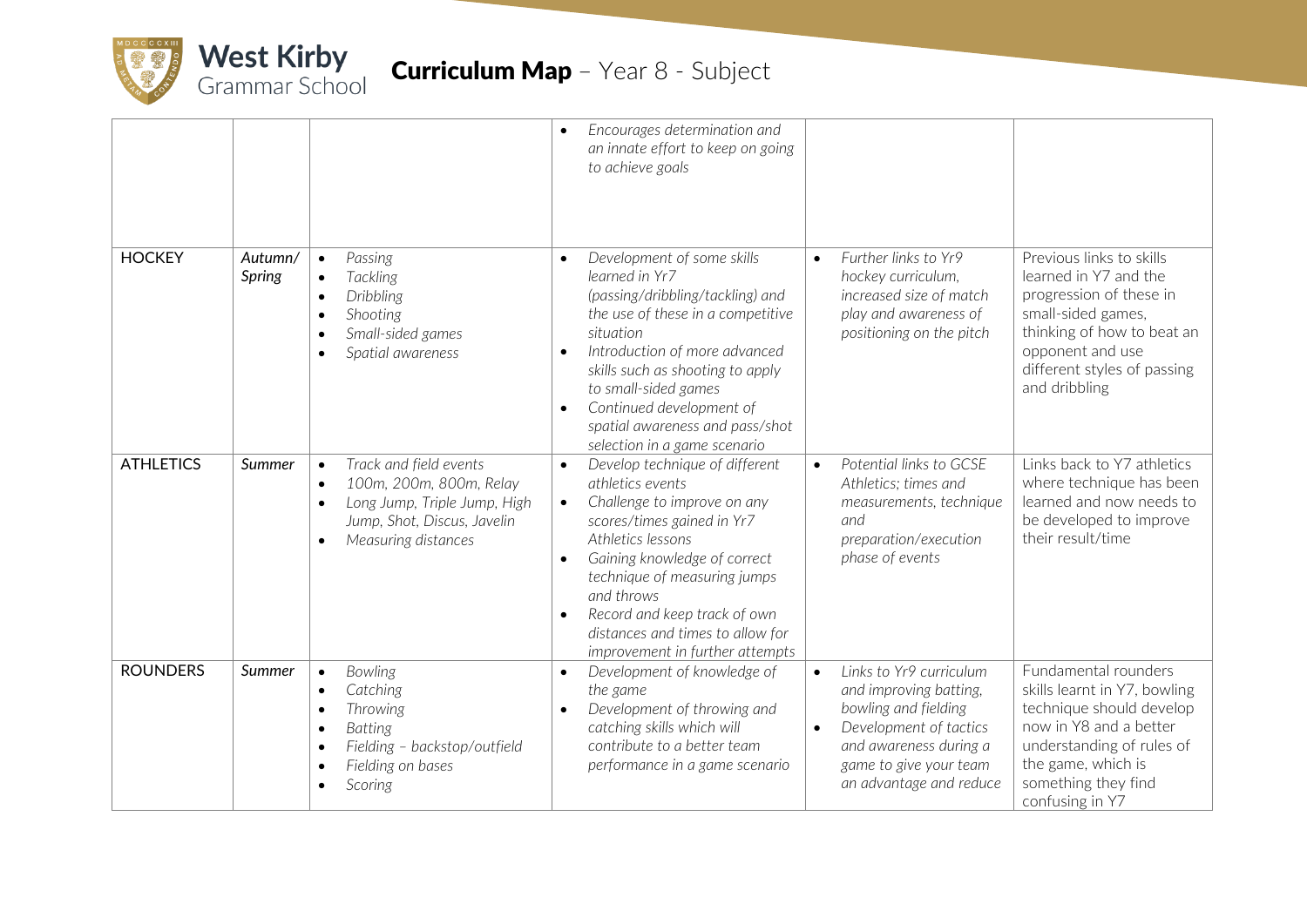| | | | | | |
|---|---|---|---|---|---|
| | | | • *Encourages determination and an innate effort to keep on going to achieve goals* | | |
| HOCKEY | *Autumn/ Spring* | • *Passing*<br>• *Tackling*<br>• *Dribbling*<br>• *Shooting*<br>• *Small-sided games*<br>• *Spatial awareness* | • *Development of some skills learned in Yr7 (passing/dribbling/tackling) and the use of these in a competitive situation*<br>• *Introduction of more advanced skills such as shooting to apply to small-sided games*<br>• *Continued development of spatial awareness and pass/shot selection in a game scenario* | • *Further links to Yr9 hockey curriculum, increased size of match play and awareness of positioning on the pitch* | Previous links to skills learned in Y7 and the progression of these in small-sided games, thinking of how to beat an opponent and use different styles of passing and dribbling |
| ATHLETICS | *Summer* | • *Track and field events*<br>• *100m, 200m, 800m, Relay*<br>• *Long Jump, Triple Jump, High Jump, Shot, Discus, Javelin*<br>• *Measuring distances* | • *Develop technique of different athletics events*<br>• *Challenge to improve on any scores/times gained in Yr7 Athletics lessons*<br>• *Gaining knowledge of correct technique of measuring jumps and throws*<br>• *Record and keep track of own distances and times to allow for improvement in further attempts* | • *Potential links to GCSE Athletics; times and measurements, technique and preparation/execution phase of events* | Links back to Y7 athletics where technique has been learned and now needs to be developed to improve their result/time |
| ROUNDERS | *Summer* | • *Bowling*<br>• *Catching*<br>• *Throwing*<br>• *Batting*<br>• *Fielding – backstop/outfield*<br>• *Fielding on bases*<br>• *Scoring* | • *Development of knowledge of the game*<br>• *Development of throwing and catching skills which will contribute to a better team performance in a game scenario* | • *Links to Yr9 curriculum and improving batting, bowling and fielding*<br>• *Development of tactics and awareness during a game to give your team an advantage and reduce* | Fundamental rounders skills learnt in Y7, bowling technique should develop now in Y8 and a better understanding of rules of the game, which is something they find confusing in Y7 |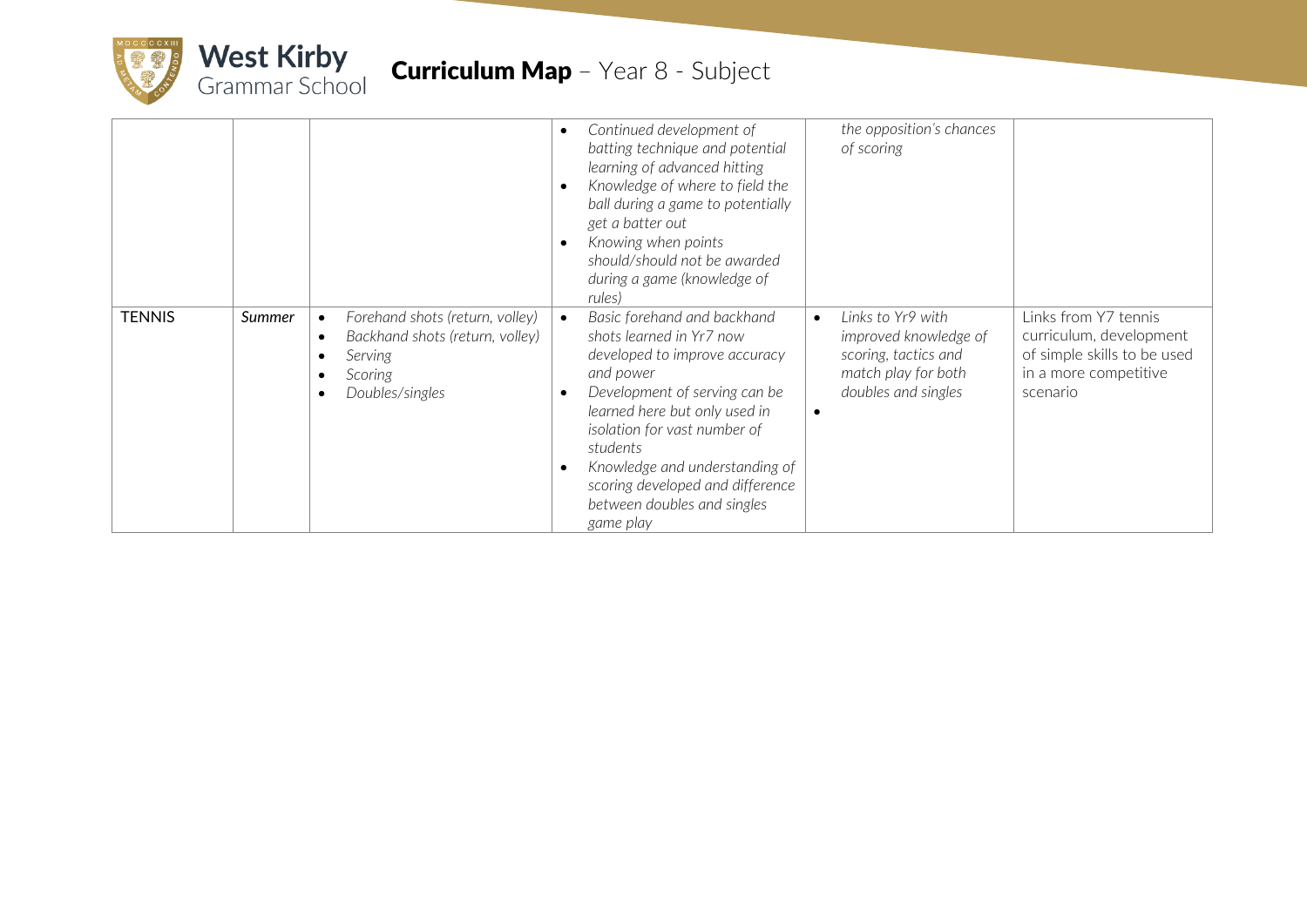| | | | | | |
|---|---|---|---|---|---|
| | | | • *Continued development of batting technique and potential learning of advanced hitting*<br>• *Knowledge of where to field the ball during a game to potentially get a batter out*<br>• *Knowing when points should/should not be awarded during a game (knowledge of rules)* | *the opposition's chances of scoring* | |
| TENNIS | *Summer* | • *Forehand shots (return, volley)*<br>• *Backhand shots (return, volley)*<br>• *Serving*<br>• *Scoring*<br>• *Doubles/singles* | • *Basic forehand and backhand shots learned in Yr7 now developed to improve accuracy and power*<br>• *Development of serving can be learned here but only used in isolation for vast number of students*<br>• *Knowledge and understanding of scoring developed and difference between doubles and singles game play* | • *Links to Yr9 with improved knowledge of scoring, tactics and match play for both doubles and singles*<br>• | Links from Y7 tennis curriculum, development of simple skills to be used in a more competitive scenario |